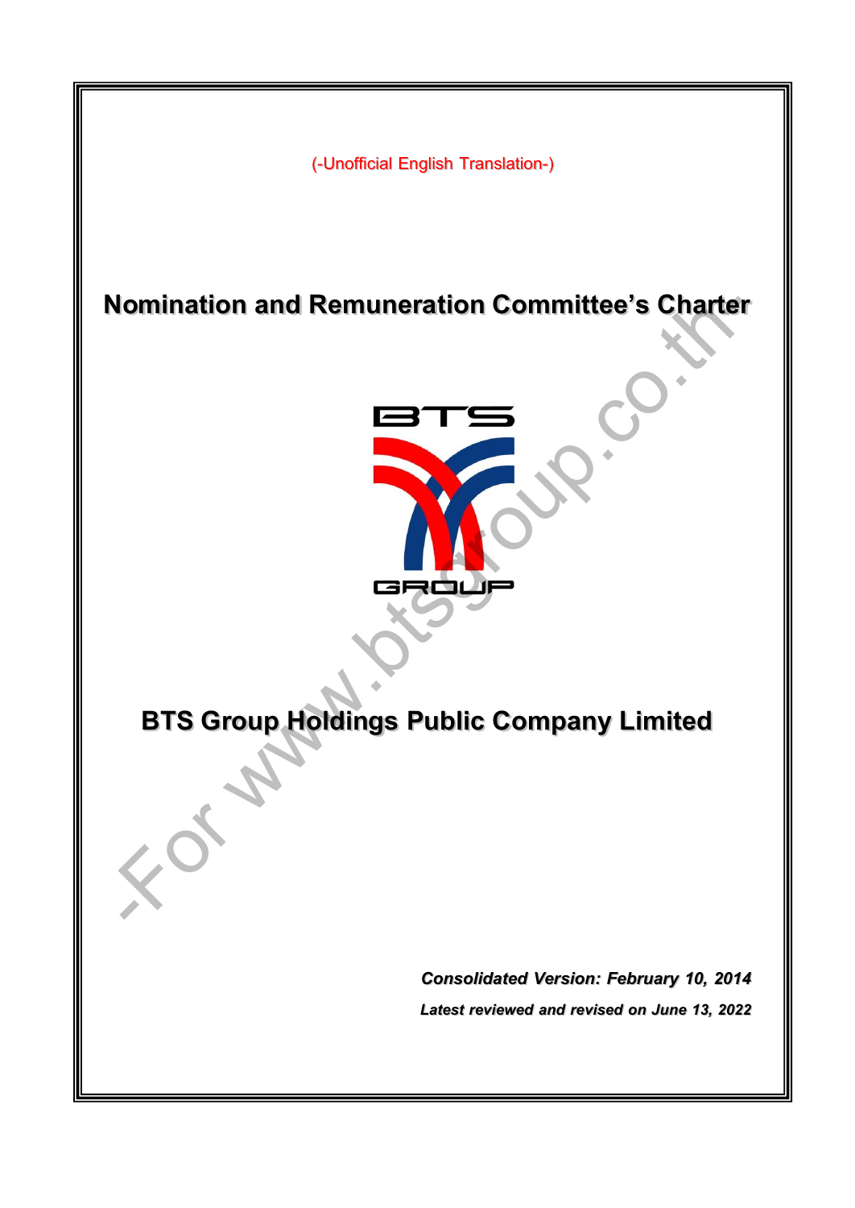(-Unofficial English Translation-)

# Nomination and Remuneration Committee's Charter

BTS GROUP

# BTS Group Holdings Public Company Limited

*Consolidated Version: February 10, 2014*

*Latest reviewed and revised on June 13, 2022*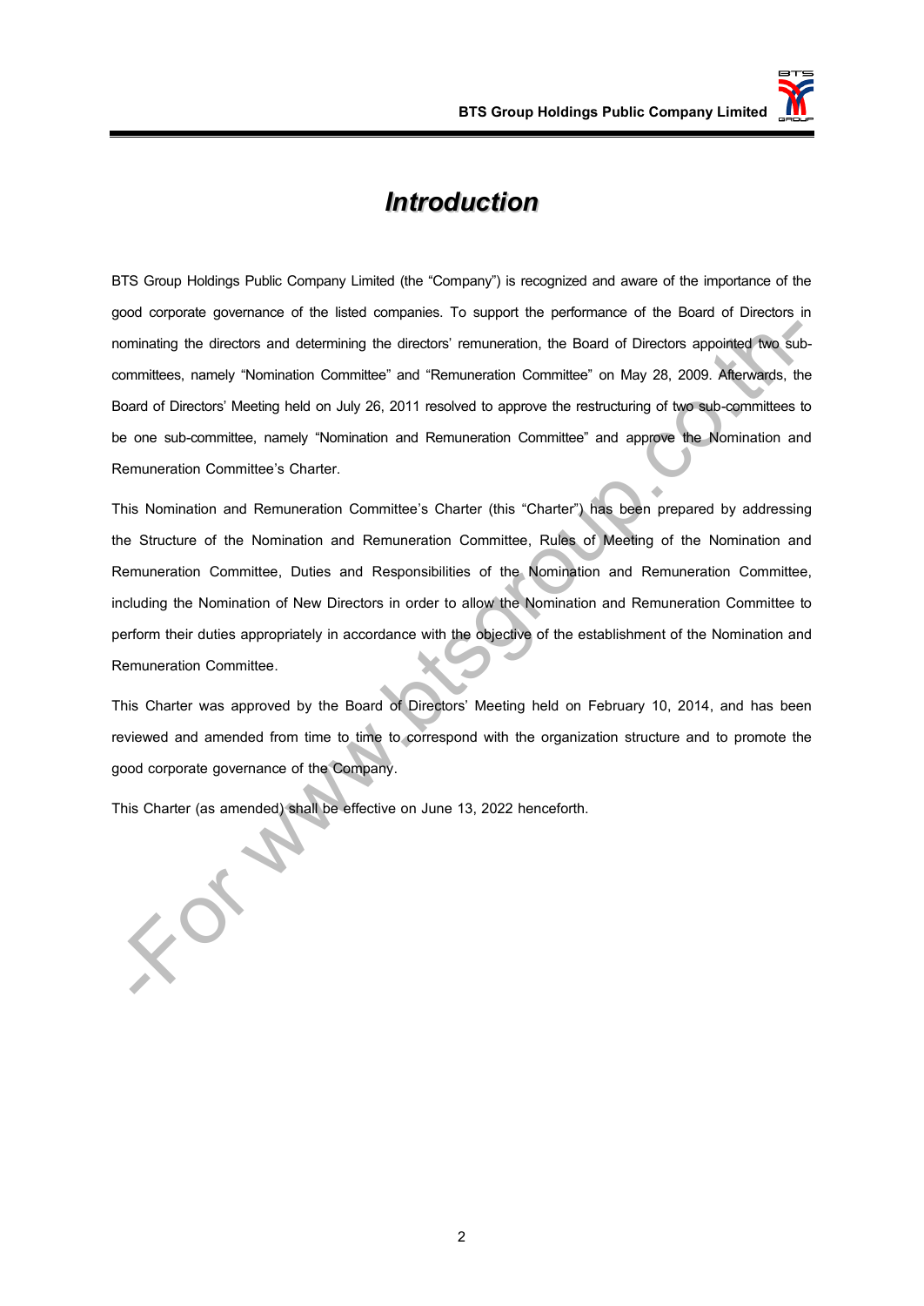# *Introduction*

BTS Group Holdings Public Company Limited (the "Company") is recognized and aware of the importance of the good corporate governance of the listed companies. To support the performance of the Board of Directors in nominating the directors and determining the directors' remuneration, the Board of Directors appointed two sub-committees, namely "Nomination Committee" and "Remuneration Committee" on May 28, 2009. Afterwards, the Board of Directors' Meeting held on July 26, 2011 resolved to approve the restructuring of two sub-committees to be one sub-committee, namely "Nomination and Remuneration Committee" and approve the Nomination and Remuneration Committee's Charter.

This Nomination and Remuneration Committee's Charter (this "Charter") has been prepared by addressing the Structure of the Nomination and Remuneration Committee, Rules of Meeting of the Nomination and Remuneration Committee, Duties and Responsibilities of the Nomination and Remuneration Committee, including the Nomination of New Directors in order to allow the Nomination and Remuneration Committee to perform their duties appropriately in accordance with the objective of the establishment of the Nomination and Remuneration Committee.

This Charter was approved by the Board of Directors' Meeting held on February 10, 2014, and has been reviewed and amended from time to time to correspond with the organization structure and to promote the good corporate governance of the Company.

This Charter (as amended) shall be effective on June 13, 2022 henceforth.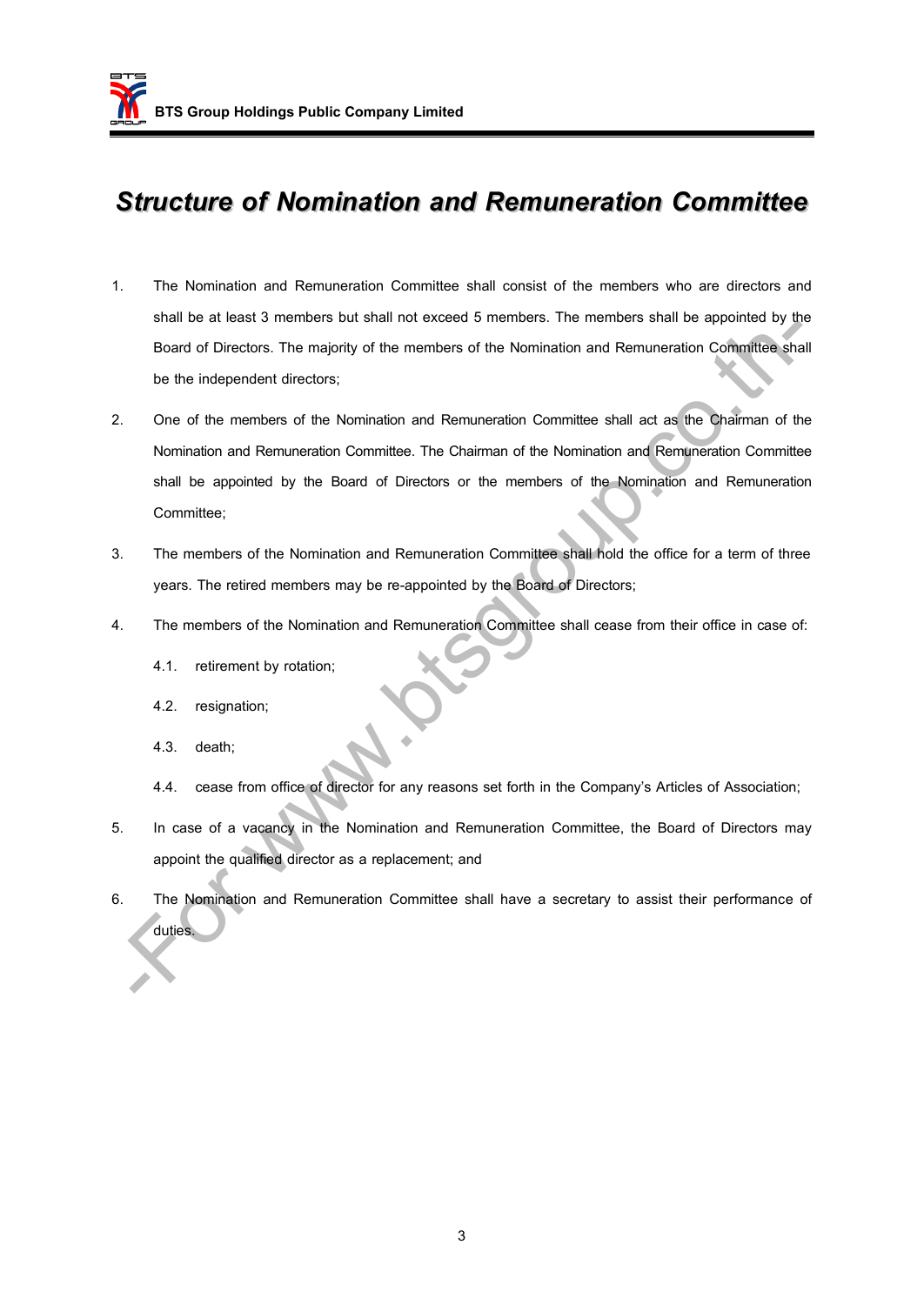# *Structure of Nomination and Remuneration Committee*

1. The Nomination and Remuneration Committee shall consist of the members who are directors and shall be at least 3 members but shall not exceed 5 members. The members shall be appointed by the Board of Directors. The majority of the members of the Nomination and Remuneration Committee shall be the independent directors;

2. One of the members of the Nomination and Remuneration Committee shall act as the Chairman of the Nomination and Remuneration Committee. The Chairman of the Nomination and Remuneration Committee shall be appointed by the Board of Directors or the members of the Nomination and Remuneration Committee;

3. The members of the Nomination and Remuneration Committee shall hold the office for a term of three years. The retired members may be re-appointed by the Board of Directors;

4. The members of the Nomination and Remuneration Committee shall cease from their office in case of:

   4.1. retirement by rotation;

   4.2. resignation;

   4.3. death;

   4.4. cease from office of director for any reasons set forth in the Company's Articles of Association;

5. In case of a vacancy in the Nomination and Remuneration Committee, the Board of Directors may appoint the qualified director as a replacement; and

6. The Nomination and Remuneration Committee shall have a secretary to assist their performance of duties.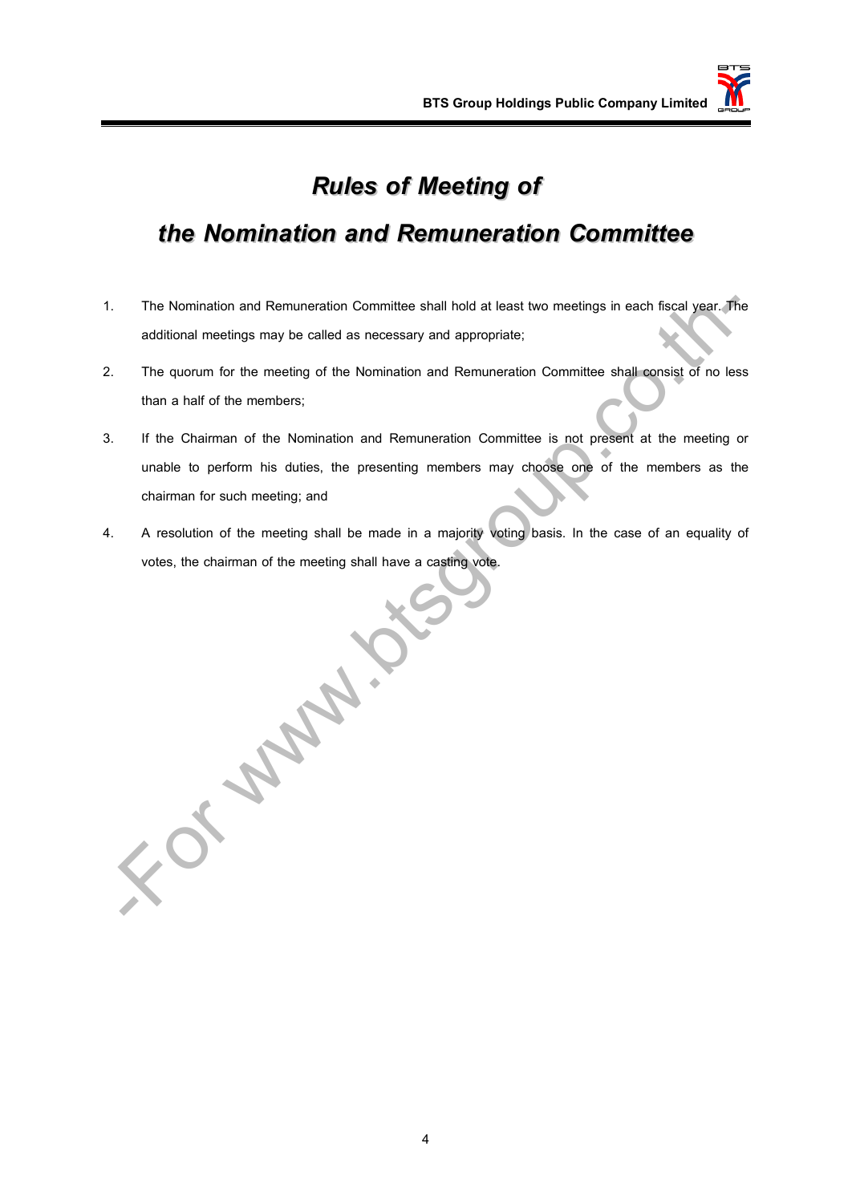# *Rules of Meeting of the Nomination and Remuneration Committee*

1. The Nomination and Remuneration Committee shall hold at least two meetings in each fiscal year. The additional meetings may be called as necessary and appropriate;
2. The quorum for the meeting of the Nomination and Remuneration Committee shall consist of no less than a half of the members;
3. If the Chairman of the Nomination and Remuneration Committee is not present at the meeting or unable to perform his duties, the presenting members may choose one of the members as the chairman for such meeting; and
4. A resolution of the meeting shall be made in a majority voting basis. In the case of an equality of votes, the chairman of the meeting shall have a casting vote.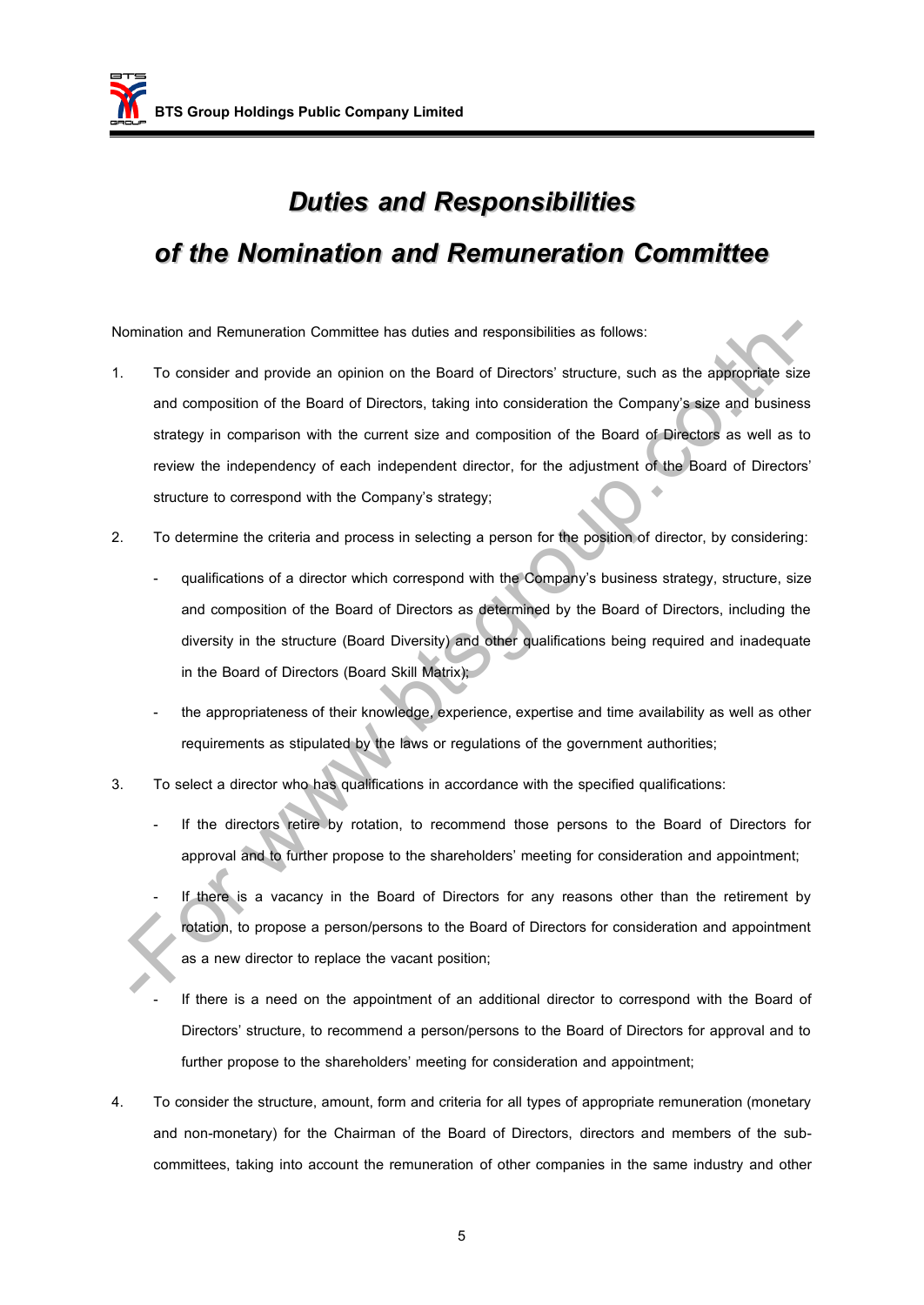# *Duties and Responsibilities of the Nomination and Remuneration Committee*

Nomination and Remuneration Committee has duties and responsibilities as follows:

1. To consider and provide an opinion on the Board of Directors' structure, such as the appropriate size and composition of the Board of Directors, taking into consideration the Company's size and business strategy in comparison with the current size and composition of the Board of Directors as well as to review the independency of each independent director, for the adjustment of the Board of Directors' structure to correspond with the Company's strategy;

2. To determine the criteria and process in selecting a person for the position of director, by considering:
   - qualifications of a director which correspond with the Company's business strategy, structure, size and composition of the Board of Directors as determined by the Board of Directors, including the diversity in the structure (Board Diversity) and other qualifications being required and inadequate in the Board of Directors (Board Skill Matrix);
   - the appropriateness of their knowledge, experience, expertise and time availability as well as other requirements as stipulated by the laws or regulations of the government authorities;

3. To select a director who has qualifications in accordance with the specified qualifications:
   - If the directors retire by rotation, to recommend those persons to the Board of Directors for approval and to further propose to the shareholders' meeting for consideration and appointment;
   - If there is a vacancy in the Board of Directors for any reasons other than the retirement by rotation, to propose a person/persons to the Board of Directors for consideration and appointment as a new director to replace the vacant position;
   - If there is a need on the appointment of an additional director to correspond with the Board of Directors' structure, to recommend a person/persons to the Board of Directors for approval and to further propose to the shareholders' meeting for consideration and appointment;

4. To consider the structure, amount, form and criteria for all types of appropriate remuneration (monetary and non-monetary) for the Chairman of the Board of Directors, directors and members of the sub-committees, taking into account the remuneration of other companies in the same industry and other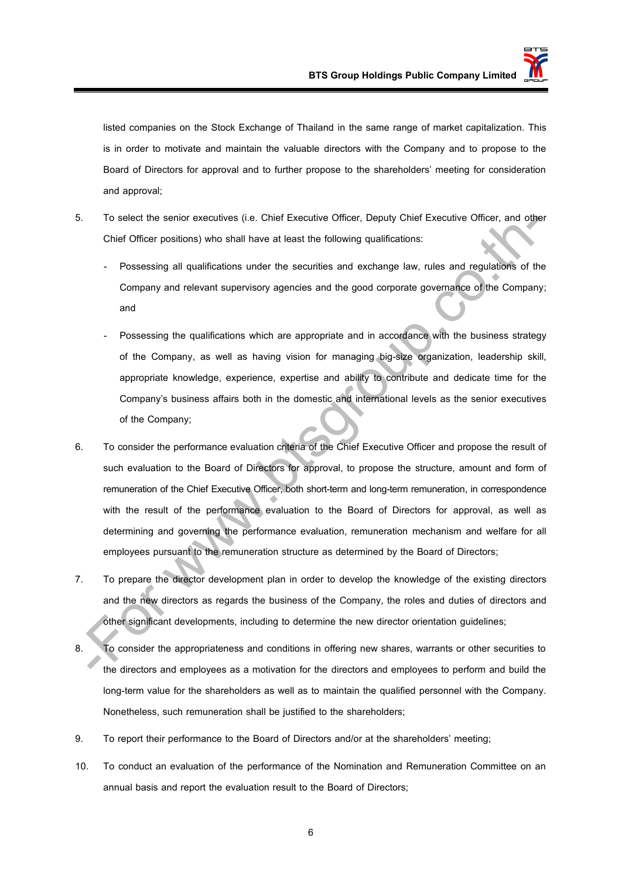listed companies on the Stock Exchange of Thailand in the same range of market capitalization. This is in order to motivate and maintain the valuable directors with the Company and to propose to the Board of Directors for approval and to further propose to the shareholders' meeting for consideration and approval;

5. To select the senior executives (i.e. Chief Executive Officer, Deputy Chief Executive Officer, and other Chief Officer positions) who shall have at least the following qualifications:
   - Possessing all qualifications under the securities and exchange law, rules and regulations of the Company and relevant supervisory agencies and the good corporate governance of the Company; and
   - Possessing the qualifications which are appropriate and in accordance with the business strategy of the Company, as well as having vision for managing big-size organization, leadership skill, appropriate knowledge, experience, expertise and ability to contribute and dedicate time for the Company's business affairs both in the domestic and international levels as the senior executives of the Company;
6. To consider the performance evaluation criteria of the Chief Executive Officer and propose the result of such evaluation to the Board of Directors for approval, to propose the structure, amount and form of remuneration of the Chief Executive Officer, both short-term and long-term remuneration, in correspondence with the result of the performance evaluation to the Board of Directors for approval, as well as determining and governing the performance evaluation, remuneration mechanism and welfare for all employees pursuant to the remuneration structure as determined by the Board of Directors;
7. To prepare the director development plan in order to develop the knowledge of the existing directors and the new directors as regards the business of the Company, the roles and duties of directors and other significant developments, including to determine the new director orientation guidelines;
8. To consider the appropriateness and conditions in offering new shares, warrants or other securities to the directors and employees as a motivation for the directors and employees to perform and build the long-term value for the shareholders as well as to maintain the qualified personnel with the Company. Nonetheless, such remuneration shall be justified to the shareholders;
9. To report their performance to the Board of Directors and/or at the shareholders' meeting;
10. To conduct an evaluation of the performance of the Nomination and Remuneration Committee on an annual basis and report the evaluation result to the Board of Directors;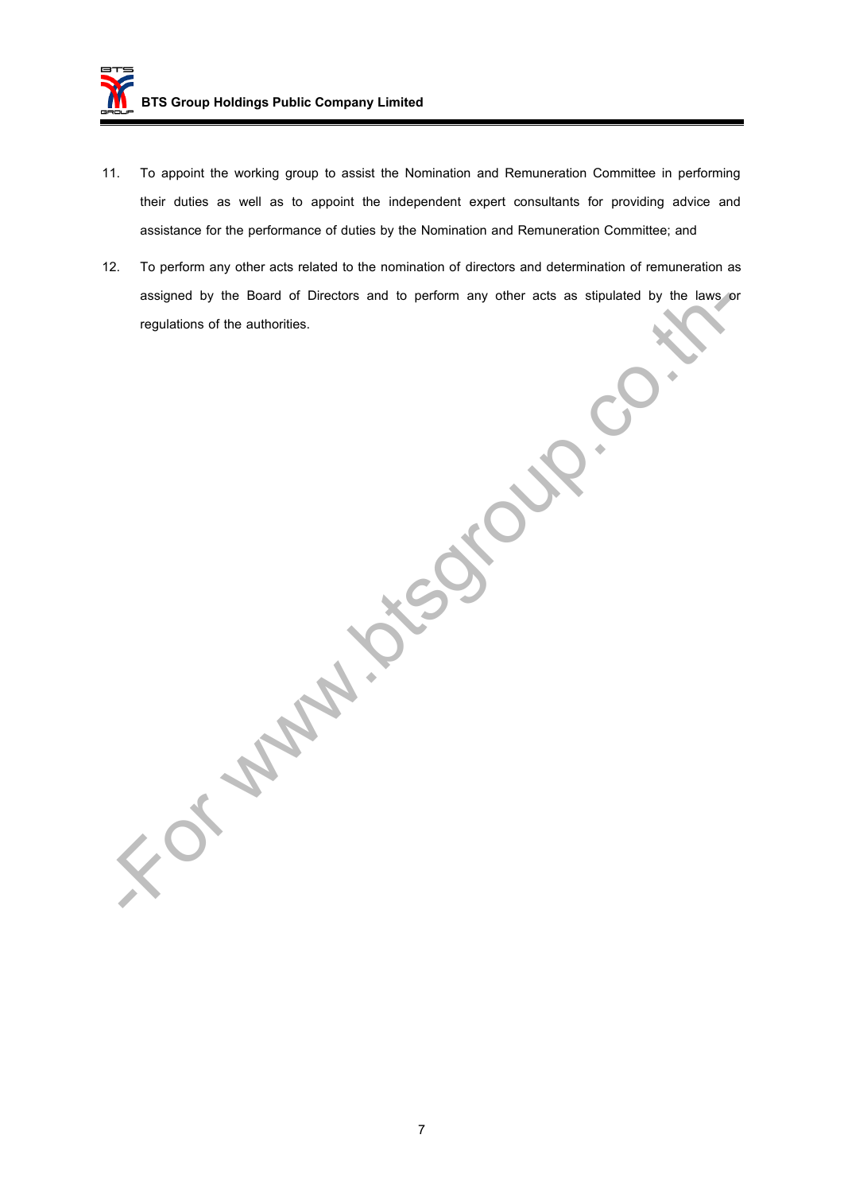11. To appoint the working group to assist the Nomination and Remuneration Committee in performing their duties as well as to appoint the independent expert consultants for providing advice and assistance for the performance of duties by the Nomination and Remuneration Committee; and

12. To perform any other acts related to the nomination of directors and determination of remuneration as assigned by the Board of Directors and to perform any other acts as stipulated by the laws or regulations of the authorities.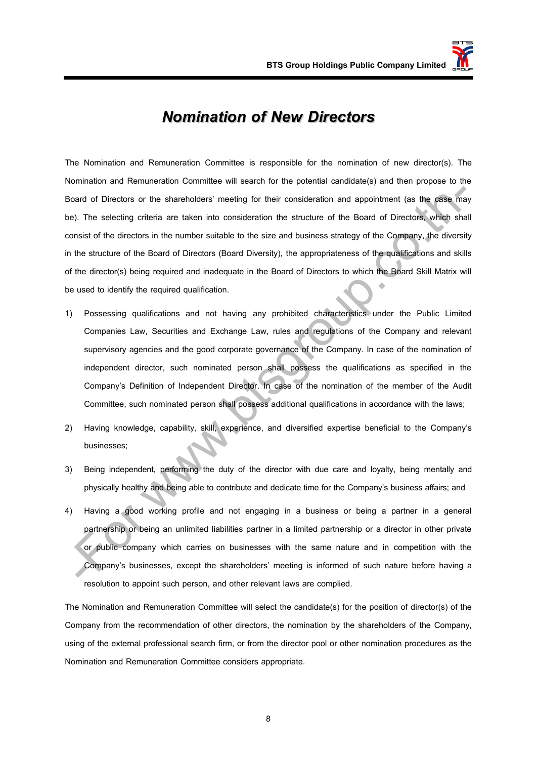# *Nomination of New Directors*

The Nomination and Remuneration Committee is responsible for the nomination of new director(s). The Nomination and Remuneration Committee will search for the potential candidate(s) and then propose to the Board of Directors or the shareholders' meeting for their consideration and appointment (as the case may be). The selecting criteria are taken into consideration the structure of the Board of Directors, which shall consist of the directors in the number suitable to the size and business strategy of the Company, the diversity in the structure of the Board of Directors (Board Diversity), the appropriateness of the qualifications and skills of the director(s) being required and inadequate in the Board of Directors to which the Board Skill Matrix will be used to identify the required qualification.

1) Possessing qualifications and not having any prohibited characteristics under the Public Limited Companies Law, Securities and Exchange Law, rules and regulations of the Company and relevant supervisory agencies and the good corporate governance of the Company. In case of the nomination of independent director, such nominated person shall possess the qualifications as specified in the Company's Definition of Independent Director. In case of the nomination of the member of the Audit Committee, such nominated person shall possess additional qualifications in accordance with the laws;

2) Having knowledge, capability, skill, experience, and diversified expertise beneficial to the Company's businesses;

3) Being independent, performing the duty of the director with due care and loyalty, being mentally and physically healthy and being able to contribute and dedicate time for the Company's business affairs; and

4) Having a good working profile and not engaging in a business or being a partner in a general partnership or being an unlimited liabilities partner in a limited partnership or a director in other private or public company which carries on businesses with the same nature and in competition with the Company's businesses, except the shareholders' meeting is informed of such nature before having a resolution to appoint such person, and other relevant laws are complied.

The Nomination and Remuneration Committee will select the candidate(s) for the position of director(s) of the Company from the recommendation of other directors, the nomination by the shareholders of the Company, using of the external professional search firm, or from the director pool or other nomination procedures as the Nomination and Remuneration Committee considers appropriate.